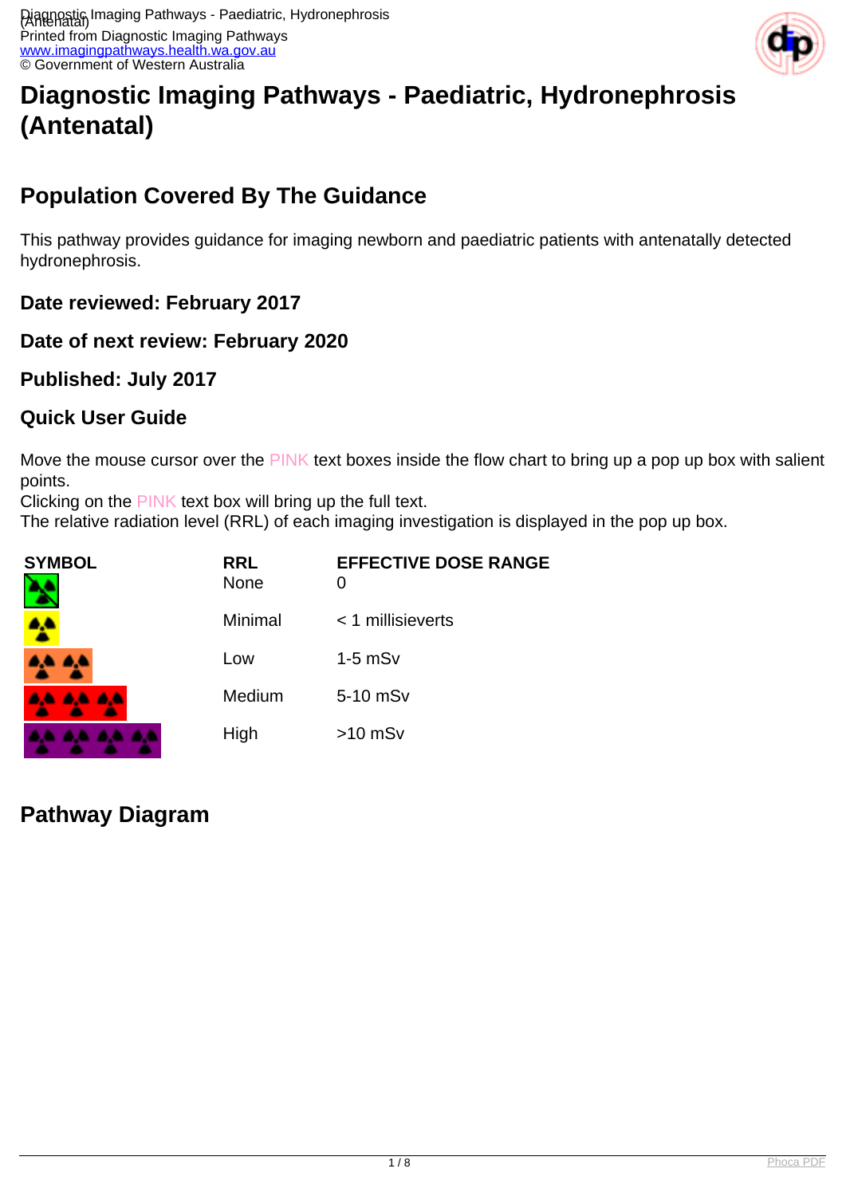Printed from Diagnostic Imaging Pathways
www.imagingpathways.health.wa.gov.au
© Government of Western Australia

# Diagnostic Imaging Pathways - Paediatric, Hydronephrosis (Antenatal)

## Population Covered By The Guidance

This pathway provides guidance for imaging newborn and paediatric patients with antenatally detected hydronephrosis.

### Date reviewed: February 2017

### Date of next review: February 2020

### Published: July 2017

### Quick User Guide

Move the mouse cursor over the PINK text boxes inside the flow chart to bring up a pop up box with salient points.
Clicking on the PINK text box will bring up the full text.
The relative radiation level (RRL) of each imaging investigation is displayed in the pop up box.

| SYMBOL | RRL | EFFECTIVE DOSE RANGE |
|---|---|---|
| | None | 0 |
| | Minimal | < 1 millisieverts |
| | Low | 1-5 mSv |
| | Medium | 5-10 mSv |
| | High | >10 mSv |

## Pathway Diagram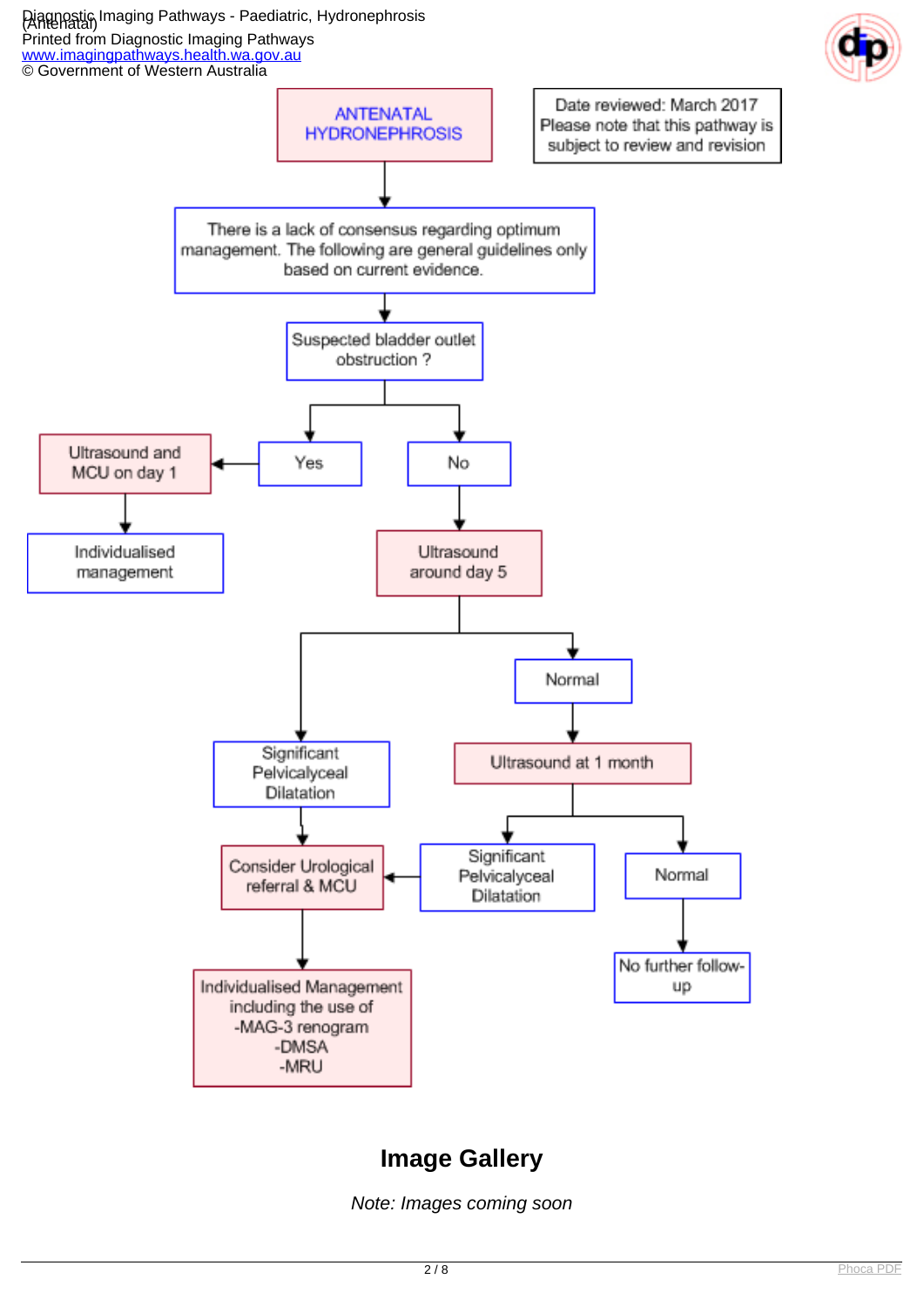ANTENATAL HYDRONEPHROSIS

Date reviewed: March 2017
Please note that this pathway is subject to review and revision

There is a lack of consensus regarding optimum management. The following are general guidelines only based on current evidence.

Suspected bladder outlet obstruction ?

- Yes → Ultrasound and MCU on day 1 → Individualised management
- No → Ultrasound around day 5
  - Significant Pelvicalyceal Dilatation → Consider Urological referral & MCU → Individualised Management including the use of
    - MAG-3 renogram
    - DMSA
    - MRU
  - Normal → Ultrasound at 1 month
    - Significant Pelvicalyceal Dilatation → Consider Urological referral & MCU
    - Normal → No further follow-up

## Image Gallery

*Note: Images coming soon*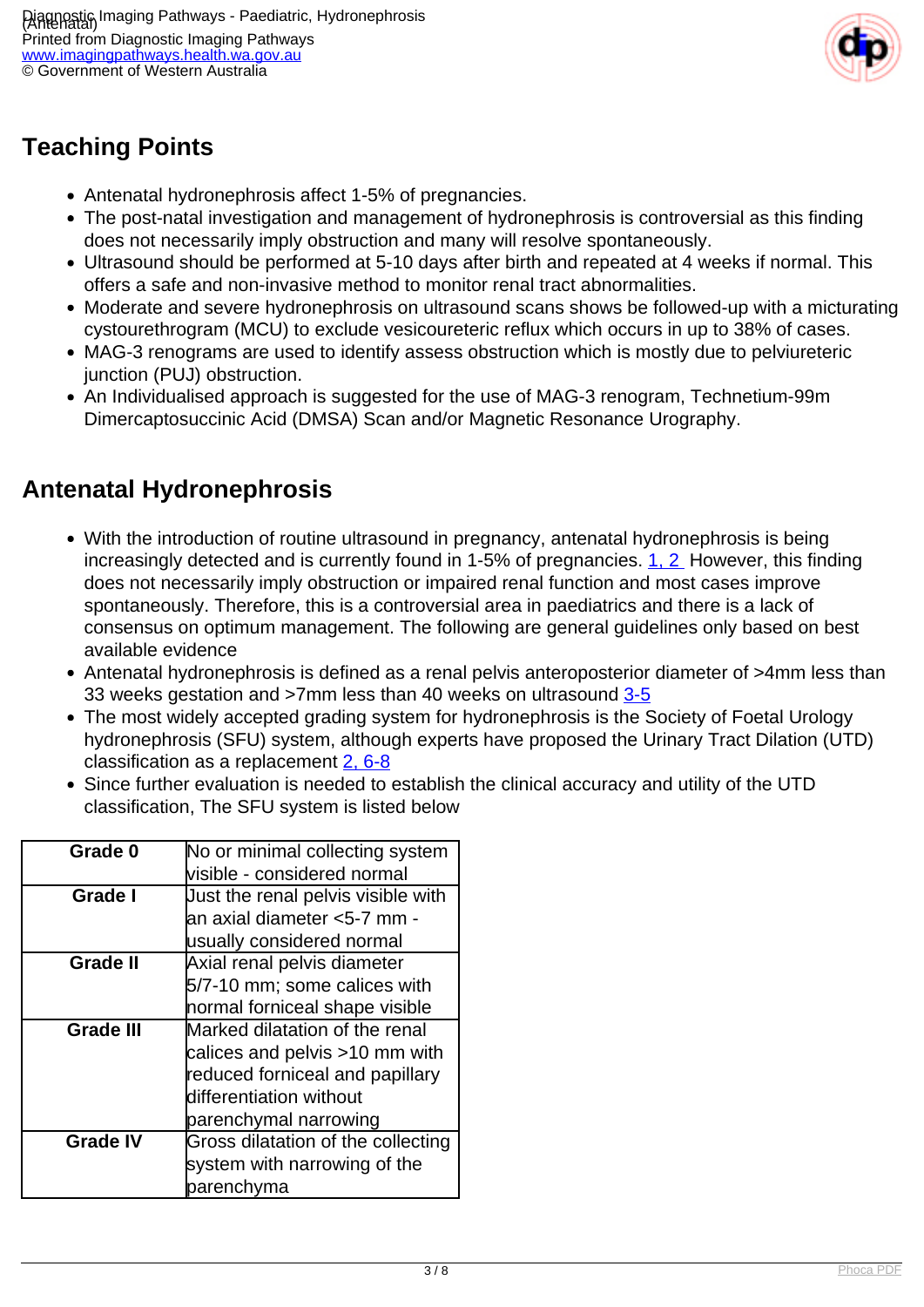## Teaching Points

- Antenatal hydronephrosis affect 1-5% of pregnancies.
- The post-natal investigation and management of hydronephrosis is controversial as this finding does not necessarily imply obstruction and many will resolve spontaneously.
- Ultrasound should be performed at 5-10 days after birth and repeated at 4 weeks if normal. This offers a safe and non-invasive method to monitor renal tract abnormalities.
- Moderate and severe hydronephrosis on ultrasound scans shows be followed-up with a micturating cystourethrogram (MCU) to exclude vesicoureteric reflux which occurs in up to 38% of cases.
- MAG-3 renograms are used to identify assess obstruction which is mostly due to pelviureteric junction (PUJ) obstruction.
- An Individualised approach is suggested for the use of MAG-3 renogram, Technetium-99m Dimercaptosuccinic Acid (DMSA) Scan and/or Magnetic Resonance Urography.

## Antenatal Hydronephrosis

- With the introduction of routine ultrasound in pregnancy, antenatal hydronephrosis is being increasingly detected and is currently found in 1-5% of pregnancies. [1, 2] However, this finding does not necessarily imply obstruction or impaired renal function and most cases improve spontaneously. Therefore, this is a controversial area in paediatrics and there is a lack of consensus on optimum management. The following are general guidelines only based on best available evidence
- Antenatal hydronephrosis is defined as a renal pelvis anteroposterior diameter of >4mm less than 33 weeks gestation and >7mm less than 40 weeks on ultrasound [3-5]
- The most widely accepted grading system for hydronephrosis is the Society of Foetal Urology hydronephrosis (SFU) system, although experts have proposed the Urinary Tract Dilation (UTD) classification as a replacement [2, 6-8]
- Since further evaluation is needed to establish the clinical accuracy and utility of the UTD classification, The SFU system is listed below

| Grade | Description |
|---|---|
| **Grade 0** | No or minimal collecting system visible - considered normal |
| **Grade I** | Just the renal pelvis visible with an axial diameter <5-7 mm - usually considered normal |
| **Grade II** | Axial renal pelvis diameter 5/7-10 mm; some calices with normal forniceal shape visible |
| **Grade III** | Marked dilatation of the renal calices and pelvis >10 mm with reduced forniceal and papillary differentiation without parenchymal narrowing |
| **Grade IV** | Gross dilatation of the collecting system with narrowing of the parenchyma |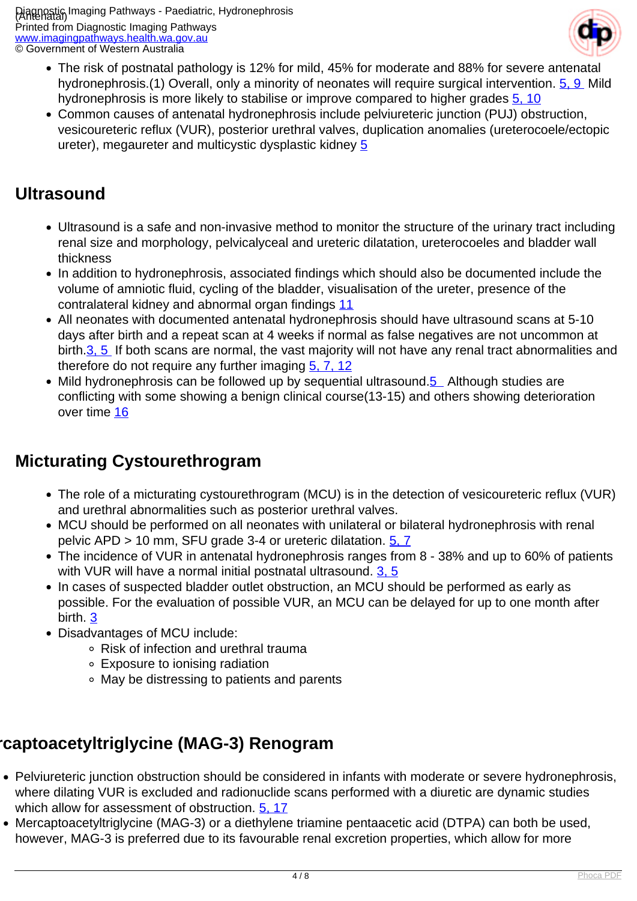- The risk of postnatal pathology is 12% for mild, 45% for moderate and 88% for severe antenatal hydronephrosis.(1) Overall, only a minority of neonates will require surgical intervention. 5, 9 Mild hydronephrosis is more likely to stabilise or improve compared to higher grades 5, 10
- Common causes of antenatal hydronephrosis include pelviureteric junction (PUJ) obstruction, vesicoureteric reflux (VUR), posterior urethral valves, duplication anomalies (ureterocoele/ectopic ureter), megaureter and multicystic dysplastic kidney 5

## Ultrasound

- Ultrasound is a safe and non-invasive method to monitor the structure of the urinary tract including renal size and morphology, pelvicalyceal and ureteric dilatation, ureterocoeles and bladder wall thickness
- In addition to hydronephrosis, associated findings which should also be documented include the volume of amniotic fluid, cycling of the bladder, visualisation of the ureter, presence of the contralateral kidney and abnormal organ findings 11
- All neonates with documented antenatal hydronephrosis should have ultrasound scans at 5-10 days after birth and a repeat scan at 4 weeks if normal as false negatives are not uncommon at birth.3, 5 If both scans are normal, the vast majority will not have any renal tract abnormalities and therefore do not require any further imaging 5, 7, 12
- Mild hydronephrosis can be followed up by sequential ultrasound.5 Although studies are conflicting with some showing a benign clinical course(13-15) and others showing deterioration over time 16

## Micturating Cystourethrogram

- The role of a micturating cystourethrogram (MCU) is in the detection of vesicoureteric reflux (VUR) and urethral abnormalities such as posterior urethral valves.
- MCU should be performed on all neonates with unilateral or bilateral hydronephrosis with renal pelvic APD > 10 mm, SFU grade 3-4 or ureteric dilatation. 5, 7
- The incidence of VUR in antenatal hydronephrosis ranges from 8 - 38% and up to 60% of patients with VUR will have a normal initial postnatal ultrasound. 3, 5
- In cases of suspected bladder outlet obstruction, an MCU should be performed as early as possible. For the evaluation of possible VUR, an MCU can be delayed for up to one month after birth. 3
- Disadvantages of MCU include:
    - Risk of infection and urethral trauma
    - Exposure to ionising radiation
    - May be distressing to patients and parents

## Mercaptoacetyltriglycine (MAG-3) Renogram

- Pelviureteric junction obstruction should be considered in infants with moderate or severe hydronephrosis, where dilating VUR is excluded and radionuclide scans performed with a diuretic are dynamic studies which allow for assessment of obstruction. 5, 17
- Mercaptoacetyltriglycine (MAG-3) or a diethylene triamine pentaacetic acid (DTPA) can both be used, however, MAG-3 is preferred due to its favourable renal excretion properties, which allow for more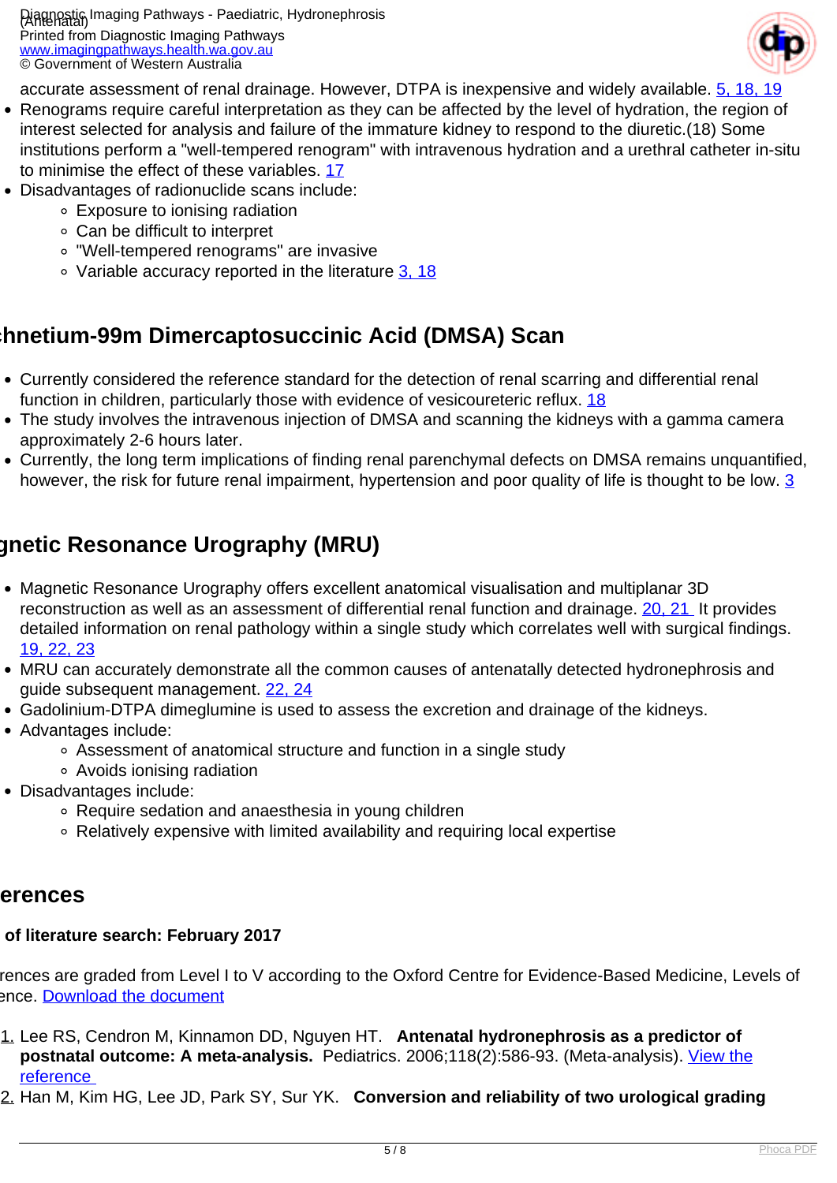accurate assessment of renal drainage. However, DTPA is inexpensive and widely available. 5, 18, 19

- Renograms require careful interpretation as they can be affected by the level of hydration, the region of interest selected for analysis and failure of the immature kidney to respond to the diuretic.(18) Some institutions perform a "well-tempered renogram" with intravenous hydration and a urethral catheter in-situ to minimise the effect of these variables. 17
- Disadvantages of radionuclide scans include:
  - Exposure to ionising radiation
  - Can be difficult to interpret
  - "Well-tempered renograms" are invasive
  - Variable accuracy reported in the literature 3, 18

## chnetium-99m Dimercaptosuccinic Acid (DMSA) Scan

- Currently considered the reference standard for the detection of renal scarring and differential renal function in children, particularly those with evidence of vesicoureteric reflux. 18
- The study involves the intravenous injection of DMSA and scanning the kidneys with a gamma camera approximately 2-6 hours later.
- Currently, the long term implications of finding renal parenchymal defects on DMSA remains unquantified, however, the risk for future renal impairment, hypertension and poor quality of life is thought to be low. 3

## gnetic Resonance Urography (MRU)

- Magnetic Resonance Urography offers excellent anatomical visualisation and multiplanar 3D reconstruction as well as an assessment of differential renal function and drainage. 20, 21 It provides detailed information on renal pathology within a single study which correlates well with surgical findings. 19, 22, 23
- MRU can accurately demonstrate all the common causes of antenatally detected hydronephrosis and guide subsequent management. 22, 24
- Gadolinium-DTPA dimeglumine is used to assess the excretion and drainage of the kidneys.
- Advantages include:
  - Assessment of anatomical structure and function in a single study
  - Avoids ionising radiation
- Disadvantages include:
  - Require sedation and anaesthesia in young children
  - Relatively expensive with limited availability and requiring local expertise

## erences

**of literature search: February 2017**

rences are graded from Level I to V according to the Oxford Centre for Evidence-Based Medicine, Levels of ence. Download the document

1. Lee RS, Cendron M, Kinnamon DD, Nguyen HT. **Antenatal hydronephrosis as a predictor of postnatal outcome: A meta-analysis.** Pediatrics. 2006;118(2):586-93. (Meta-analysis). View the reference
2. Han M, Kim HG, Lee JD, Park SY, Sur YK. **Conversion and reliability of two urological grading**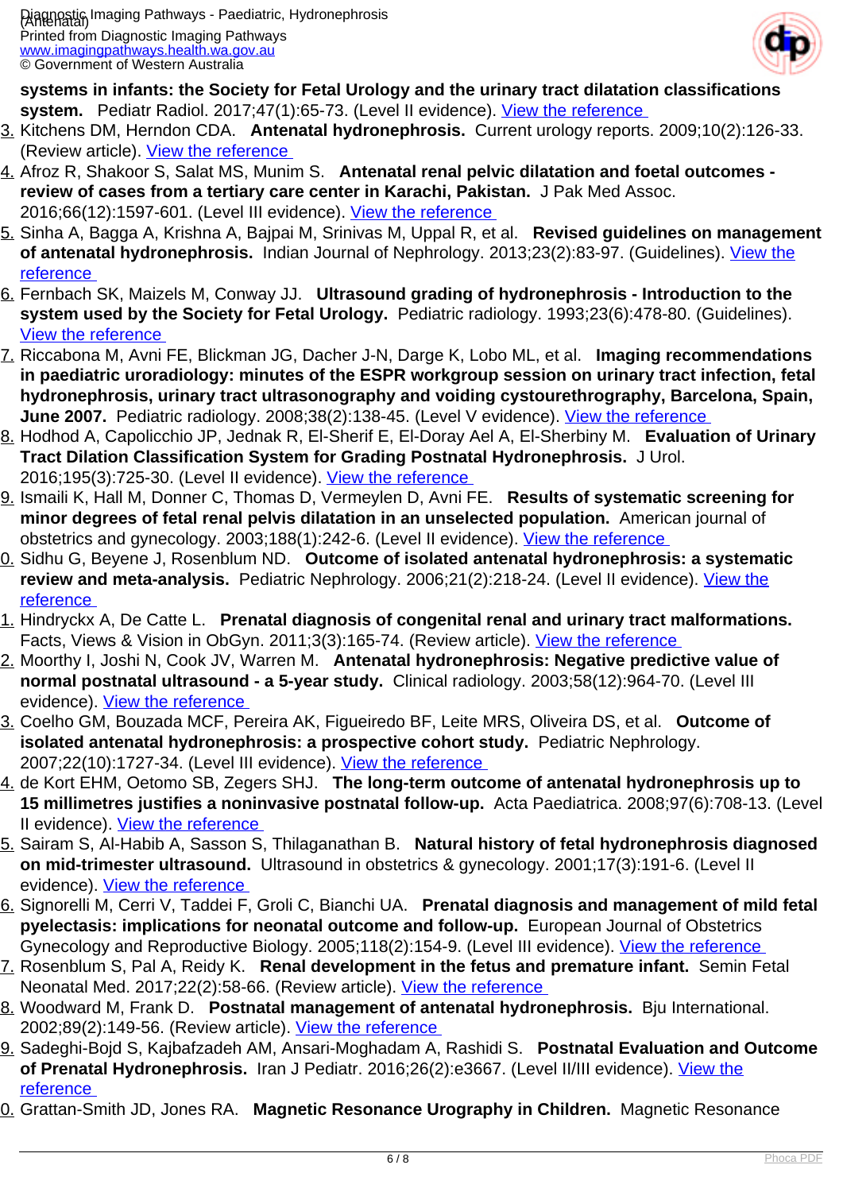**systems in infants: the Society for Fetal Urology and the urinary tract dilatation classifications system.** Pediatr Radiol. 2017;47(1):65-73. (Level II evidence). View the reference

3. Kitchens DM, Herndon CDA. **Antenatal hydronephrosis.** Current urology reports. 2009;10(2):126-33. (Review article). View the reference
4. Afroz R, Shakoor S, Salat MS, Munim S. **Antenatal renal pelvic dilatation and foetal outcomes - review of cases from a tertiary care center in Karachi, Pakistan.** J Pak Med Assoc. 2016;66(12):1597-601. (Level III evidence). View the reference
5. Sinha A, Bagga A, Krishna A, Bajpai M, Srinivas M, Uppal R, et al. **Revised guidelines on management of antenatal hydronephrosis.** Indian Journal of Nephrology. 2013;23(2):83-97. (Guidelines). View the reference
6. Fernbach SK, Maizels M, Conway JJ. **Ultrasound grading of hydronephrosis - Introduction to the system used by the Society for Fetal Urology.** Pediatric radiology. 1993;23(6):478-80. (Guidelines). View the reference
7. Riccabona M, Avni FE, Blickman JG, Dacher J-N, Darge K, Lobo ML, et al. **Imaging recommendations in paediatric uroradiology: minutes of the ESPR workgroup session on urinary tract infection, fetal hydronephrosis, urinary tract ultrasonography and voiding cystourethrography, Barcelona, Spain, June 2007.** Pediatric radiology. 2008;38(2):138-45. (Level V evidence). View the reference
8. Hodhod A, Capolicchio JP, Jednak R, El-Sherif E, El-Doray Ael A, El-Sherbiny M. **Evaluation of Urinary Tract Dilation Classification System for Grading Postnatal Hydronephrosis.** J Urol. 2016;195(3):725-30. (Level II evidence). View the reference
9. Ismaili K, Hall M, Donner C, Thomas D, Vermeylen D, Avni FE. **Results of systematic screening for minor degrees of fetal renal pelvis dilatation in an unselected population.** American journal of obstetrics and gynecology. 2003;188(1):242-6. (Level II evidence). View the reference
10. Sidhu G, Beyene J, Rosenblum ND. **Outcome of isolated antenatal hydronephrosis: a systematic review and meta-analysis.** Pediatric Nephrology. 2006;21(2):218-24. (Level II evidence). View the reference
11. Hindryckx A, De Catte L. **Prenatal diagnosis of congenital renal and urinary tract malformations.** Facts, Views & Vision in ObGyn. 2011;3(3):165-74. (Review article). View the reference
12. Moorthy I, Joshi N, Cook JV, Warren M. **Antenatal hydronephrosis: Negative predictive value of normal postnatal ultrasound - a 5-year study.** Clinical radiology. 2003;58(12):964-70. (Level III evidence). View the reference
13. Coelho GM, Bouzada MCF, Pereira AK, Figueiredo BF, Leite MRS, Oliveira DS, et al. **Outcome of isolated antenatal hydronephrosis: a prospective cohort study.** Pediatric Nephrology. 2007;22(10):1727-34. (Level III evidence). View the reference
14. de Kort EHM, Oetomo SB, Zegers SHJ. **The long-term outcome of antenatal hydronephrosis up to 15 millimetres justifies a noninvasive postnatal follow-up.** Acta Paediatrica. 2008;97(6):708-13. (Level II evidence). View the reference
15. Sairam S, Al-Habib A, Sasson S, Thilaganathan B. **Natural history of fetal hydronephrosis diagnosed on mid-trimester ultrasound.** Ultrasound in obstetrics & gynecology. 2001;17(3):191-6. (Level II evidence). View the reference
16. Signorelli M, Cerri V, Taddei F, Groli C, Bianchi UA. **Prenatal diagnosis and management of mild fetal pyelectasis: implications for neonatal outcome and follow-up.** European Journal of Obstetrics Gynecology and Reproductive Biology. 2005;118(2):154-9. (Level III evidence). View the reference
17. Rosenblum S, Pal A, Reidy K. **Renal development in the fetus and premature infant.** Semin Fetal Neonatal Med. 2017;22(2):58-66. (Review article). View the reference
18. Woodward M, Frank D. **Postnatal management of antenatal hydronephrosis.** Bju International. 2002;89(2):149-56. (Review article). View the reference
19. Sadeghi-Bojd S, Kajbafzadeh AM, Ansari-Moghadam A, Rashidi S. **Postnatal Evaluation and Outcome of Prenatal Hydronephrosis.** Iran J Pediatr. 2016;26(2):e3667. (Level II/III evidence). View the reference
20. Grattan-Smith JD, Jones RA. **Magnetic Resonance Urography in Children.** Magnetic Resonance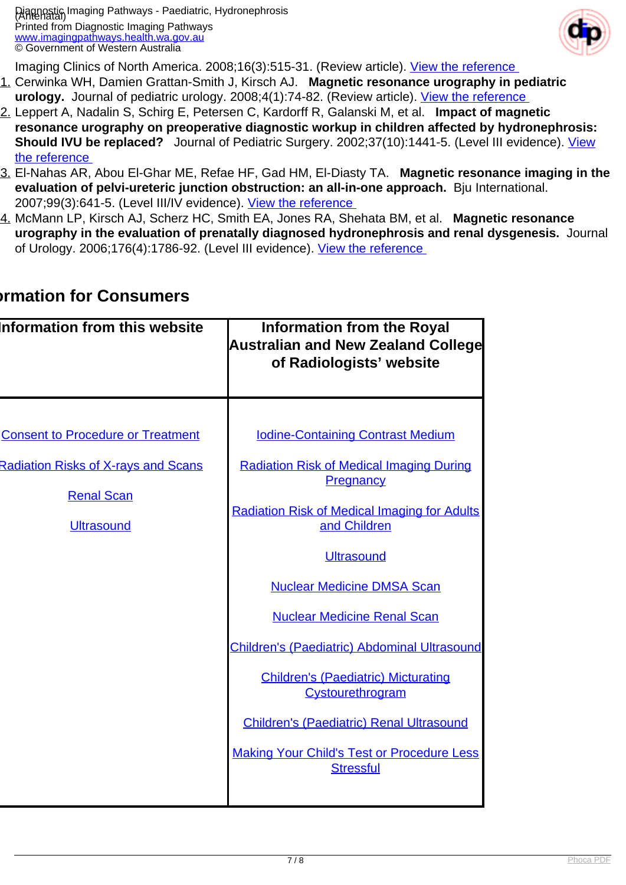Imaging Clinics of North America. 2008;16(3):515-31. (Review article). View the reference

1. Cerwinka WH, Damien Grattan-Smith J, Kirsch AJ. **Magnetic resonance urography in pediatric urology.** Journal of pediatric urology. 2008;4(1):74-82. (Review article). View the reference
2. Leppert A, Nadalin S, Schirg E, Petersen C, Kardorff R, Galanski M, et al. **Impact of magnetic resonance urography on preoperative diagnostic workup in children affected by hydronephrosis: Should IVU be replaced?** Journal of Pediatric Surgery. 2002;37(10):1441-5. (Level III evidence). View the reference
3. El-Nahas AR, Abou El-Ghar ME, Refae HF, Gad HM, El-Diasty TA. **Magnetic resonance imaging in the evaluation of pelvi-ureteric junction obstruction: an all-in-one approach.** Bju International. 2007;99(3):641-5. (Level III/IV evidence). View the reference
4. McMann LP, Kirsch AJ, Scherz HC, Smith EA, Jones RA, Shehata BM, et al. **Magnetic resonance urography in the evaluation of prenatally diagnosed hydronephrosis and renal dysgenesis.** Journal of Urology. 2006;176(4):1786-92. (Level III evidence). View the reference

## ormation for Consumers

| Information from this website | Information from the Royal Australian and New Zealand College of Radiologists' website |
|---|---|
| Consent to Procedure or Treatment<br>Radiation Risks of X-rays and Scans<br>Renal Scan<br>Ultrasound | Iodine-Containing Contrast Medium<br>Radiation Risk of Medical Imaging During Pregnancy<br>Radiation Risk of Medical Imaging for Adults and Children<br>Ultrasound<br>Nuclear Medicine DMSA Scan<br>Nuclear Medicine Renal Scan<br>Children's (Paediatric) Abdominal Ultrasound<br>Children's (Paediatric) Micturating Cystourethrogram<br>Children's (Paediatric) Renal Ultrasound<br>Making Your Child's Test or Procedure Less Stressful |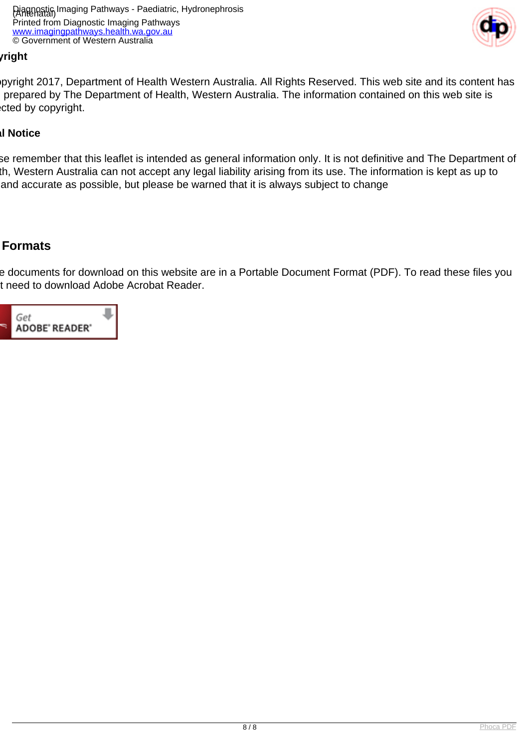## yright

pyright 2017, Department of Health Western Australia. All Rights Reserved. This web site and its content has prepared by The Department of Health, Western Australia. The information contained on this web site is cted by copyright.

## l Notice

se remember that this leaflet is intended as general information only. It is not definitive and The Department of th, Western Australia can not accept any legal liability arising from its use. The information is kept as up to and accurate as possible, but please be warned that it is always subject to change

## Formats

e documents for download on this website are in a Portable Document Format (PDF). To read these files you t need to download Adobe Acrobat Reader.

Get ADOBE® READER®